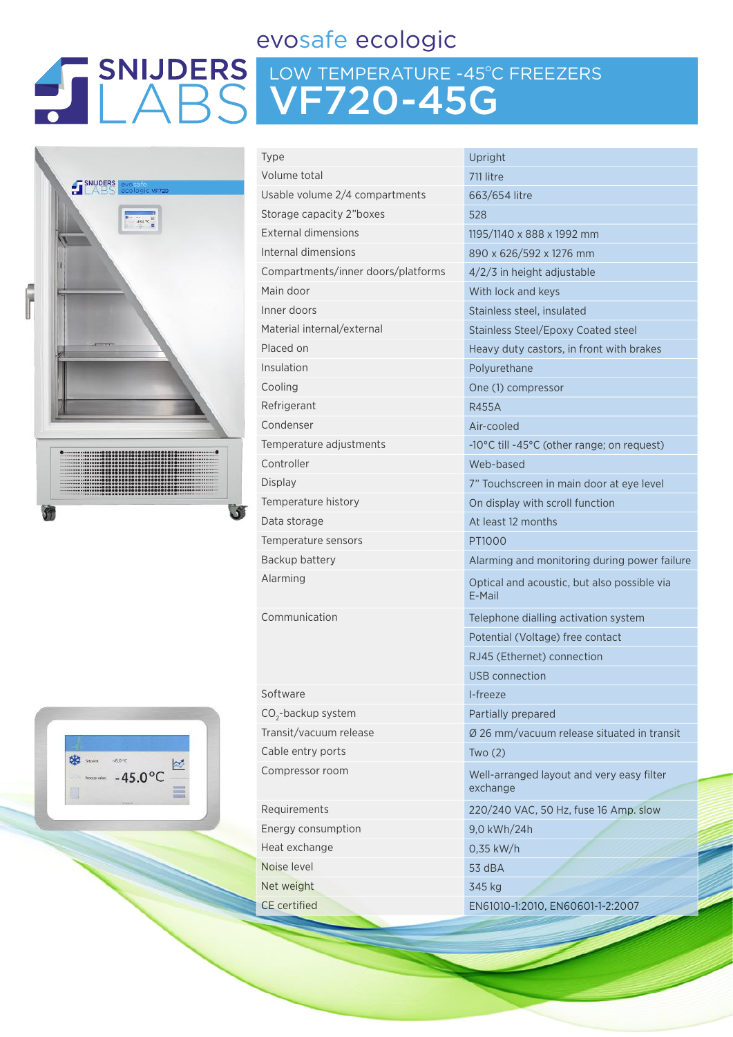SNIJDERS LABS

evosafe ecologic

# LOW TEMPERATURE -45°C FREEZERS
# VF720-45G

| | |
|---|---|
| Type | Upright |
| Volume total | 711 litre |
| Usable volume 2/4 compartments | 663/654 litre |
| Storage capacity 2"boxes | 528 |
| External dimensions | 1195/1140 x 888 x 1992 mm |
| Internal dimensions | 890 x 626/592 x 1276 mm |
| Compartments/inner doors/platforms | 4/2/3 in height adjustable |
| Main door | With lock and keys |
| Inner doors | Stainless steel, insulated |
| Material internal/external | Stainless Steel/Epoxy Coated steel |
| Placed on | Heavy duty castors, in front with brakes |
| Insulation | Polyurethane |
| Cooling | One (1) compressor |
| Refrigerant | R455A |
| Condenser | Air-cooled |
| Temperature adjustments | -10°C till -45°C (other range; on request) |
| Controller | Web-based |
| Display | 7" Touchscreen in main door at eye level |
| Temperature history | On display with scroll function |
| Data storage | At least 12 months |
| Temperature sensors | PT1000 |
| Backup battery | Alarming and monitoring during power failure |
| Alarming | Optical and acoustic, but also possible via E-Mail |
| Communication | Telephone dialling activation system |
| | Potential (Voltage) free contact |
| | RJ45 (Ethernet) connection |
| | USB connection |
| Software | I-freeze |
| $CO_2$-backup system | Partially prepared |
| Transit/vacuum release | Ø 26 mm/vacuum release situated in transit |
| Cable entry ports | Two (2) |
| Compressor room | Well-arranged layout and very easy filter exchange |
| Requirements | 220/240 VAC, 50 Hz, fuse 16 Amp. slow |
| Energy consumption | 9,0 kWh/24h |
| Heat exchange | 0,35 kW/h |
| Noise level | 53 dBA |
| Net weight | 345 kg |
| CE certified | EN61010-1:2010, EN60601-1-2:2007 |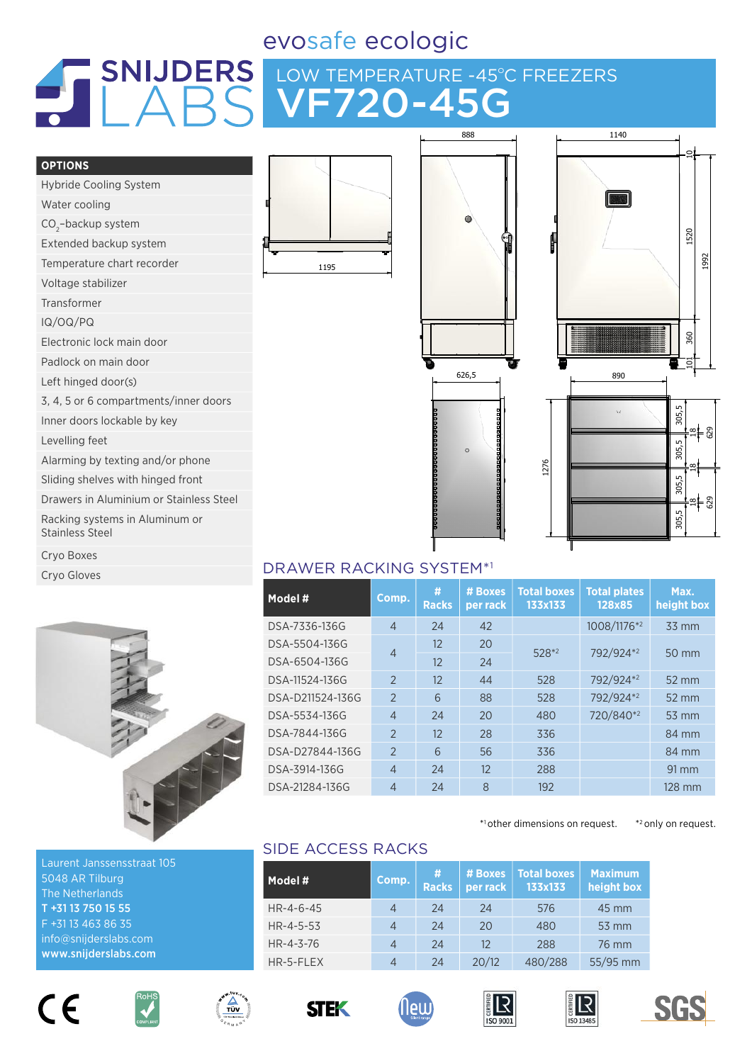evosafe ecologic

# SNIJDERS LABS

## LOW TEMPERATURE -45°C FREEZERS

# VF720-45G

### OPTIONS

- Hybride Cooling System
- Water cooling
- $CO_2$–backup system
- Extended backup system
- Temperature chart recorder
- Voltage stabilizer
- Transformer
- IQ/OQ/PQ
- Electronic lock main door
- Padlock on main door
- Left hinged door(s)
- 3, 4, 5 or 6 compartments/inner doors
- Inner doors lockable by key
- Levelling feet
- Alarming by texting and/or phone
- Sliding shelves with hinged front
- Drawers in Aluminium or Stainless Steel
- Racking systems in Aluminum or Stainless Steel
- Cryo Boxes
- Cryo Gloves

1195
888
1140
10
1520
1992
360
101
626,5
890
1276
305,5
18
629
305,5
18
305,5
18
629
305,5

## DRAWER RACKING SYSTEM*[1]

| Model # | Comp. | # Racks | # Boxes per rack | Total boxes 133x133 | Total plates 128x85 | Max. height box |
|---|---|---|---|---|---|---|
| DSA-7336-136G | 4 | 24 | 42 | | 1008/1176*[2] | 33 mm |
| DSA-5504-136G | 4 | 12 | 20 | 528*[2] | 792/924*[2] | 50 mm |
| DSA-6504-136G | | 12 | 24 | | | |
| DSA-11524-136G | 2 | 12 | 44 | 528 | 792/924*[2] | 52 mm |
| DSA-D211524-136G | 2 | 6 | 88 | 528 | 792/924*[2] | 52 mm |
| DSA-5534-136G | 4 | 24 | 20 | 480 | 720/840*[2] | 53 mm |
| DSA-7844-136G | 2 | 12 | 28 | 336 | | 84 mm |
| DSA-D27844-136G | 2 | 6 | 56 | 336 | | 84 mm |
| DSA-3914-136G | 4 | 24 | 12 | 288 | | 91 mm |
| DSA-21284-136G | 4 | 24 | 8 | 192 | | 128 mm |

*[1] other dimensions on request. *[2] only on request.

## SIDE ACCESS RACKS

| Model # | Comp. | # Racks | # Boxes per rack | Total boxes 133x133 | Maximum height box |
|---|---|---|---|---|---|
| HR-4-6-45 | 4 | 24 | 24 | 576 | 45 mm |
| HR-4-5-53 | 4 | 24 | 20 | 480 | 53 mm |
| HR-4-3-76 | 4 | 24 | 12 | 288 | 76 mm |
| HR-5-FLEX | 4 | 24 | 20/12 | 480/288 | 55/95 mm |

Laurent Janssensstraat 105
5048 AR Tilburg
The Netherlands
**T +31 13 750 15 55**
F +31 13 463 86 35
info@snijderslabs.com
**www.snijderslabs.com**

CE RoHS COMPLIANT TÜV STEK ISO 9001 ISO 13485 SGS